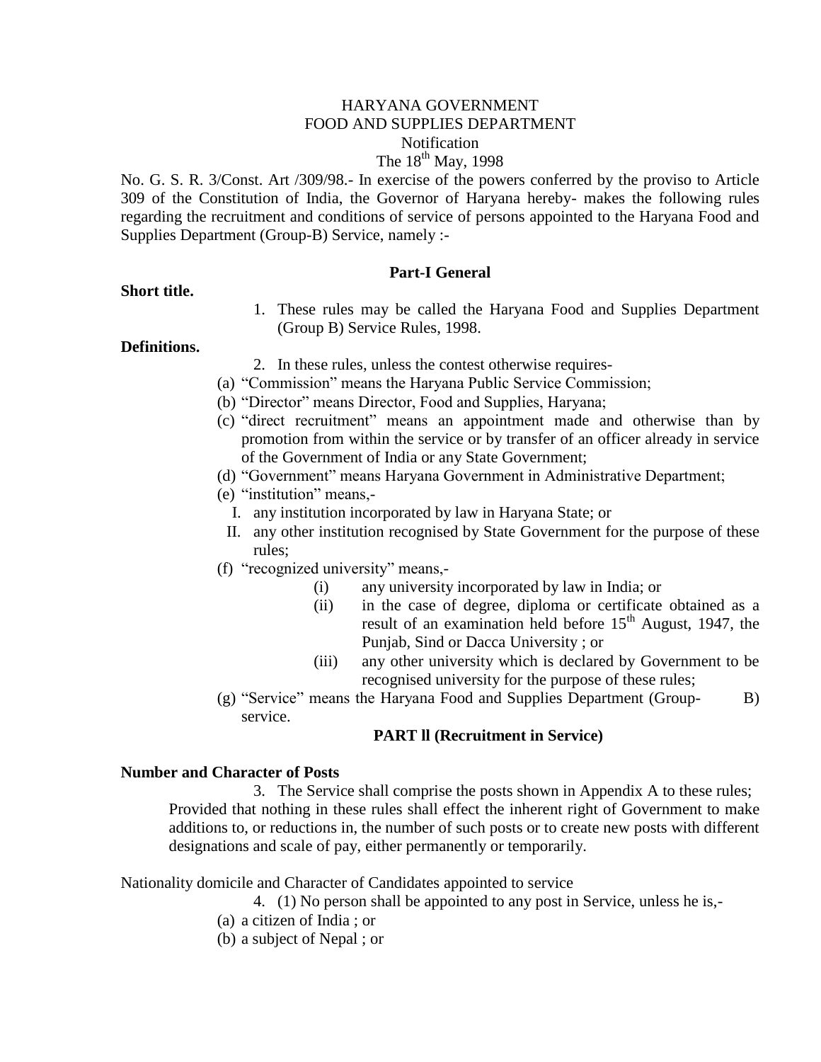HARYANA GOVERNMENT
FOOD AND SUPPLIES DEPARTMENT
Notification
The 18th May, 1998

No. G. S. R. 3/Const. Art /309/98.- In exercise of the powers conferred by the proviso to Article 309 of the Constitution of India, the Governor of Haryana hereby- makes the following rules regarding the recruitment and conditions of service of persons appointed to the Haryana Food and Supplies Department (Group-B) Service, namely :-

## Part-I General

**Short title.**

1. These rules may be called the Haryana Food and Supplies Department (Group B) Service Rules, 1998.

**Definitions.**

2. In these rules, unless the contest otherwise requires-

(a) "Commission" means the Haryana Public Service Commission;

(b) "Director" means Director, Food and Supplies, Haryana;

(c) "direct recruitment" means an appointment made and otherwise than by promotion from within the service or by transfer of an officer already in service of the Government of India or any State Government;

(d) "Government" means Haryana Government in Administrative Department;

(e) "institution" means,-

I. any institution incorporated by law in Haryana State; or

II. any other institution recognised by State Government for the purpose of these rules;

(f) "recognized university" means,-

(i) any university incorporated by law in India; or

(ii) in the case of degree, diploma or certificate obtained as a result of an examination held before 15th August, 1947, the Punjab, Sind or Dacca University ; or

(iii) any other university which is declared by Government to be recognised university for the purpose of these rules;

(g) "Service" means the Haryana Food and Supplies Department (Group- B) service.

## PART ll (Recruitment in Service)

**Number and Character of Posts**

3. The Service shall comprise the posts shown in Appendix A to these rules;

Provided that nothing in these rules shall effect the inherent right of Government to make additions to, or reductions in, the number of such posts or to create new posts with different designations and scale of pay, either permanently or temporarily.

Nationality domicile and Character of Candidates appointed to service

4. (1) No person shall be appointed to any post in Service, unless he is,-

(a) a citizen of India ; or

(b) a subject of Nepal ; or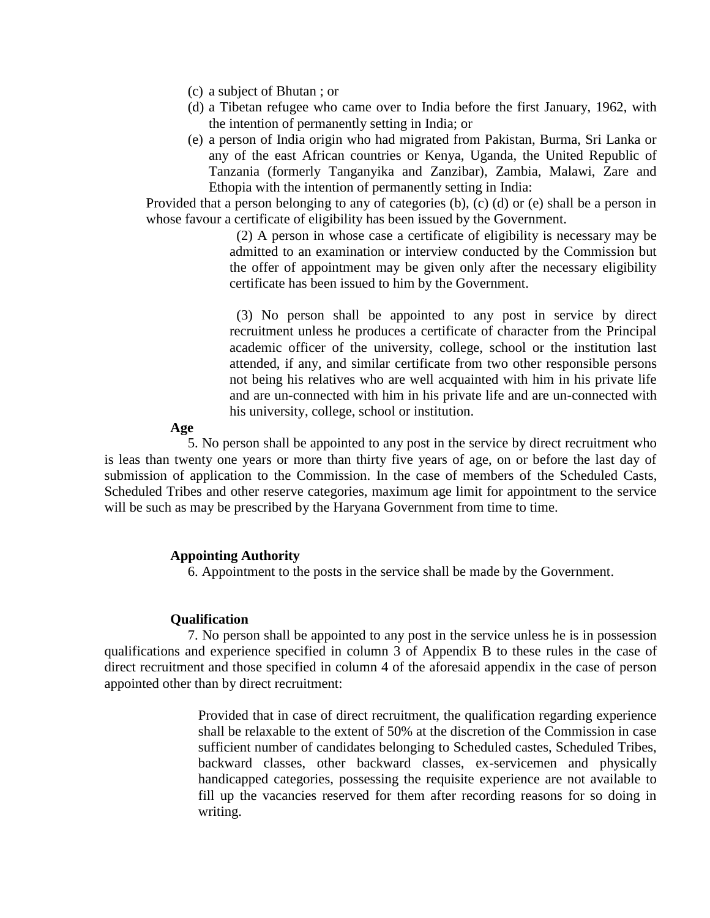(c) a subject of Bhutan ; or

(d) a Tibetan refugee who came over to India before the first January, 1962, with the intention of permanently setting in India; or

(e) a person of India origin who had migrated from Pakistan, Burma, Sri Lanka or any of the east African countries or Kenya, Uganda, the United Republic of Tanzania (formerly Tanganyika and Zanzibar), Zambia, Malawi, Zare and Ethopia with the intention of permanently setting in India:

Provided that a person belonging to any of categories (b), (c) (d) or (e) shall be a person in whose favour a certificate of eligibility has been issued by the Government.

(2) A person in whose case a certificate of eligibility is necessary may be admitted to an examination or interview conducted by the Commission but the offer of appointment may be given only after the necessary eligibility certificate has been issued to him by the Government.

(3) No person shall be appointed to any post in service by direct recruitment unless he produces a certificate of character from the Principal academic officer of the university, college, school or the institution last attended, if any, and similar certificate from two other responsible persons not being his relatives who are well acquainted with him in his private life and are un-connected with him in his private life and are un-connected with his university, college, school or institution.

**Age**

5. No person shall be appointed to any post in the service by direct recruitment who is leas than twenty one years or more than thirty five years of age, on or before the last day of submission of application to the Commission. In the case of members of the Scheduled Casts, Scheduled Tribes and other reserve categories, maximum age limit for appointment to the service will be such as may be prescribed by the Haryana Government from time to time.

**Appointing Authority**

6. Appointment to the posts in the service shall be made by the Government.

**Qualification**

7. No person shall be appointed to any post in the service unless he is in possession qualifications and experience specified in column 3 of Appendix B to these rules in the case of direct recruitment and those specified in column 4 of the aforesaid appendix in the case of person appointed other than by direct recruitment:

Provided that in case of direct recruitment, the qualification regarding experience shall be relaxable to the extent of 50% at the discretion of the Commission in case sufficient number of candidates belonging to Scheduled castes, Scheduled Tribes, backward classes, other backward classes, ex-servicemen and physically handicapped categories, possessing the requisite experience are not available to fill up the vacancies reserved for them after recording reasons for so doing in writing.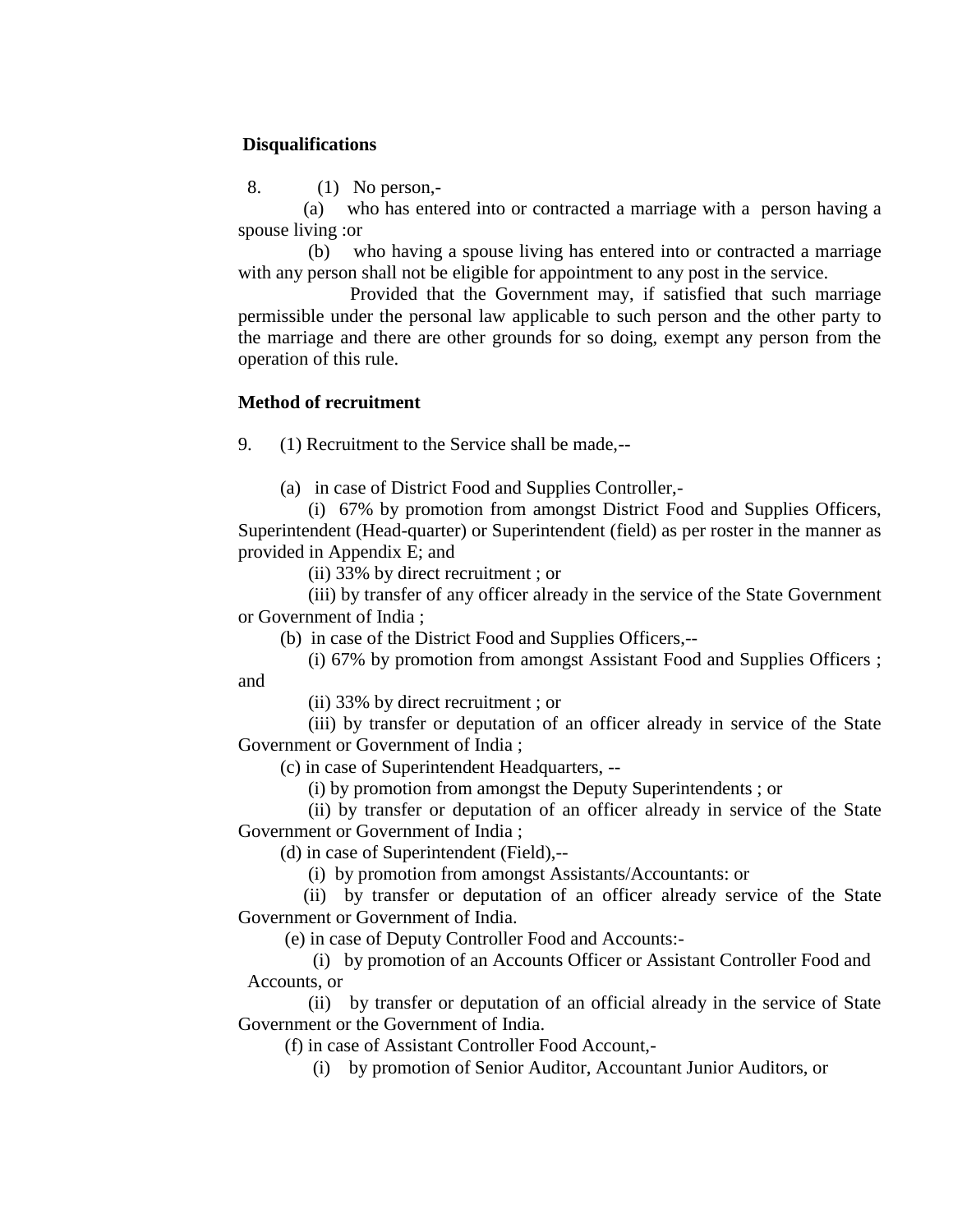**Disqualifications**

8. (1) No person,-

(a) who has entered into or contracted a marriage with a person having a spouse living :or

(b) who having a spouse living has entered into or contracted a marriage with any person shall not be eligible for appointment to any post in the service.

Provided that the Government may, if satisfied that such marriage permissible under the personal law applicable to such person and the other party to the marriage and there are other grounds for so doing, exempt any person from the operation of this rule.

**Method of recruitment**

9. (1) Recruitment to the Service shall be made,--

(a) in case of District Food and Supplies Controller,-

(i) 67% by promotion from amongst District Food and Supplies Officers, Superintendent (Head-quarter) or Superintendent (field) as per roster in the manner as provided in Appendix E; and

(ii) 33% by direct recruitment ; or

(iii) by transfer of any officer already in the service of the State Government or Government of India ;

(b) in case of the District Food and Supplies Officers,--

(i) 67% by promotion from amongst Assistant Food and Supplies Officers ; and

(ii) 33% by direct recruitment ; or

(iii) by transfer or deputation of an officer already in service of the State Government or Government of India ;

(c) in case of Superintendent Headquarters, --

(i) by promotion from amongst the Deputy Superintendents ; or

(ii) by transfer or deputation of an officer already in service of the State Government or Government of India ;

(d) in case of Superintendent (Field),--

(i) by promotion from amongst Assistants/Accountants: or

(ii) by transfer or deputation of an officer already service of the State Government or Government of India.

(e) in case of Deputy Controller Food and Accounts:-

(i) by promotion of an Accounts Officer or Assistant Controller Food and Accounts, or

(ii) by transfer or deputation of an official already in the service of State Government or the Government of India.

(f) in case of Assistant Controller Food Account,-

(i) by promotion of Senior Auditor, Accountant Junior Auditors, or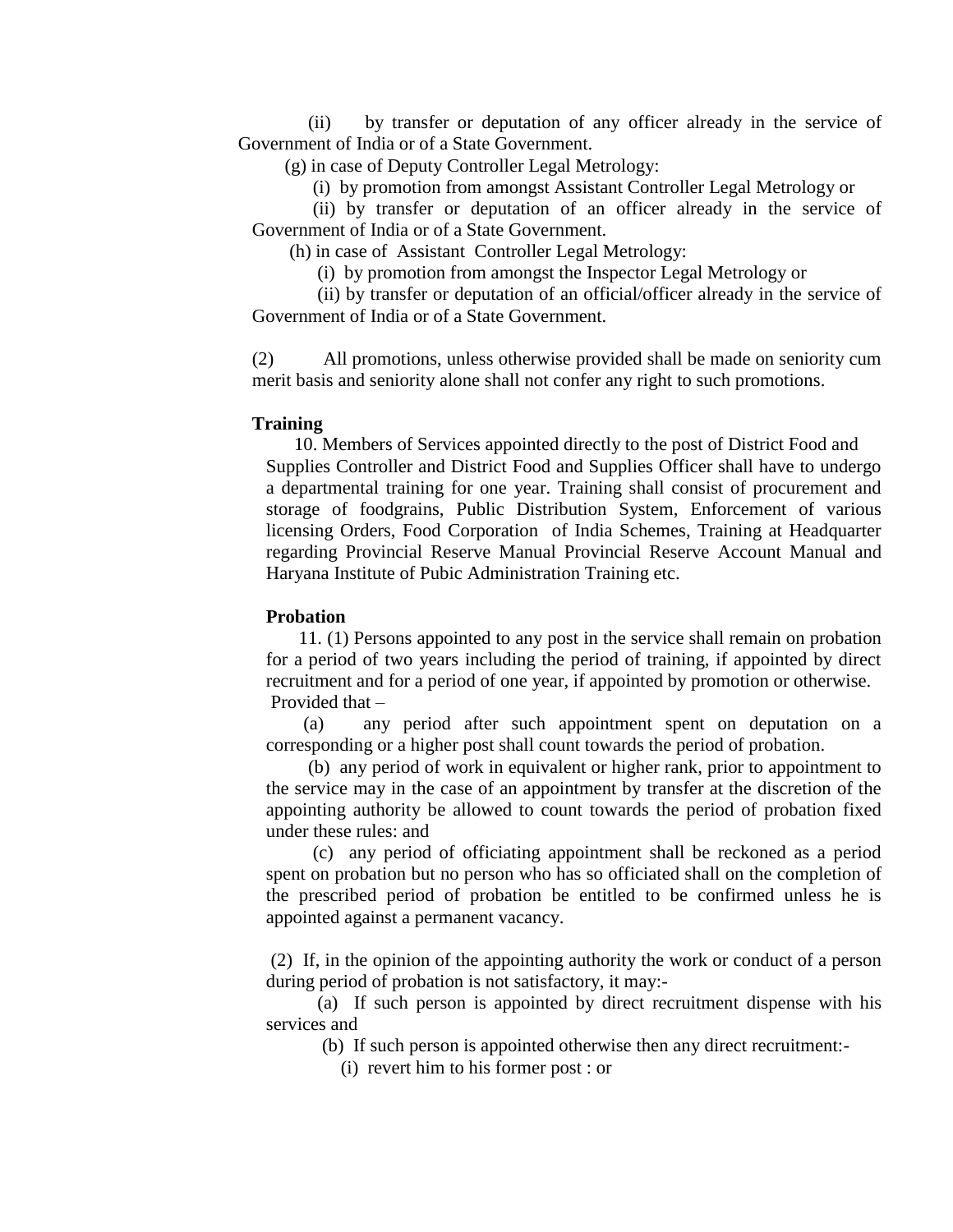(ii) by transfer or deputation of any officer already in the service of Government of India or of a State Government.

(g) in case of Deputy Controller Legal Metrology:

(i) by promotion from amongst Assistant Controller Legal Metrology or

(ii) by transfer or deputation of an officer already in the service of Government of India or of a State Government.

(h) in case of Assistant Controller Legal Metrology:

(i) by promotion from amongst the Inspector Legal Metrology or

(ii) by transfer or deputation of an official/officer already in the service of Government of India or of a State Government.

(2) All promotions, unless otherwise provided shall be made on seniority cum merit basis and seniority alone shall not confer any right to such promotions.

**Training**

10. Members of Services appointed directly to the post of District Food and Supplies Controller and District Food and Supplies Officer shall have to undergo a departmental training for one year. Training shall consist of procurement and storage of foodgrains, Public Distribution System, Enforcement of various licensing Orders, Food Corporation of India Schemes, Training at Headquarter regarding Provincial Reserve Manual Provincial Reserve Account Manual and Haryana Institute of Pubic Administration Training etc.

**Probation**

11. (1) Persons appointed to any post in the service shall remain on probation for a period of two years including the period of training, if appointed by direct recruitment and for a period of one year, if appointed by promotion or otherwise.

Provided that –

(a) any period after such appointment spent on deputation on a corresponding or a higher post shall count towards the period of probation.

(b) any period of work in equivalent or higher rank, prior to appointment to the service may in the case of an appointment by transfer at the discretion of the appointing authority be allowed to count towards the period of probation fixed under these rules: and

(c) any period of officiating appointment shall be reckoned as a period spent on probation but no person who has so officiated shall on the completion of the prescribed period of probation be entitled to be confirmed unless he is appointed against a permanent vacancy.

(2) If, in the opinion of the appointing authority the work or conduct of a person during period of probation is not satisfactory, it may:-

(a) If such person is appointed by direct recruitment dispense with his services and

(b) If such person is appointed otherwise then any direct recruitment:-

(i) revert him to his former post : or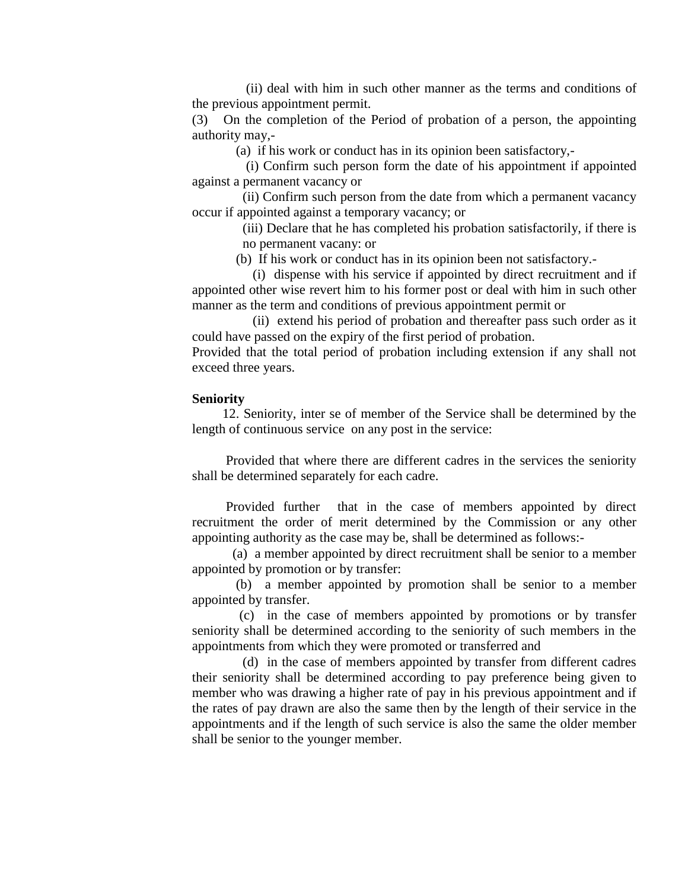(ii) deal with him in such other manner as the terms and conditions of the previous appointment permit.

(3) On the completion of the Period of probation of a person, the appointing authority may,-

(a) if his work or conduct has in its opinion been satisfactory,-

(i) Confirm such person form the date of his appointment if appointed against a permanent vacancy or

(ii) Confirm such person from the date from which a permanent vacancy occur if appointed against a temporary vacancy; or

(iii) Declare that he has completed his probation satisfactorily, if there is no permanent vacany: or

(b) If his work or conduct has in its opinion been not satisfactory.-

(i) dispense with his service if appointed by direct recruitment and if appointed other wise revert him to his former post or deal with him in such other manner as the term and conditions of previous appointment permit or

(ii) extend his period of probation and thereafter pass such order as it could have passed on the expiry of the first period of probation.

Provided that the total period of probation including extension if any shall not exceed three years.

**Seniority**

12. Seniority, inter se of member of the Service shall be determined by the length of continuous service on any post in the service:

Provided that where there are different cadres in the services the seniority shall be determined separately for each cadre.

Provided further that in the case of members appointed by direct recruitment the order of merit determined by the Commission or any other appointing authority as the case may be, shall be determined as follows:-

(a) a member appointed by direct recruitment shall be senior to a member appointed by promotion or by transfer:

(b) a member appointed by promotion shall be senior to a member appointed by transfer.

(c) in the case of members appointed by promotions or by transfer seniority shall be determined according to the seniority of such members in the appointments from which they were promoted or transferred and

(d) in the case of members appointed by transfer from different cadres their seniority shall be determined according to pay preference being given to member who was drawing a higher rate of pay in his previous appointment and if the rates of pay drawn are also the same then by the length of their service in the appointments and if the length of such service is also the same the older member shall be senior to the younger member.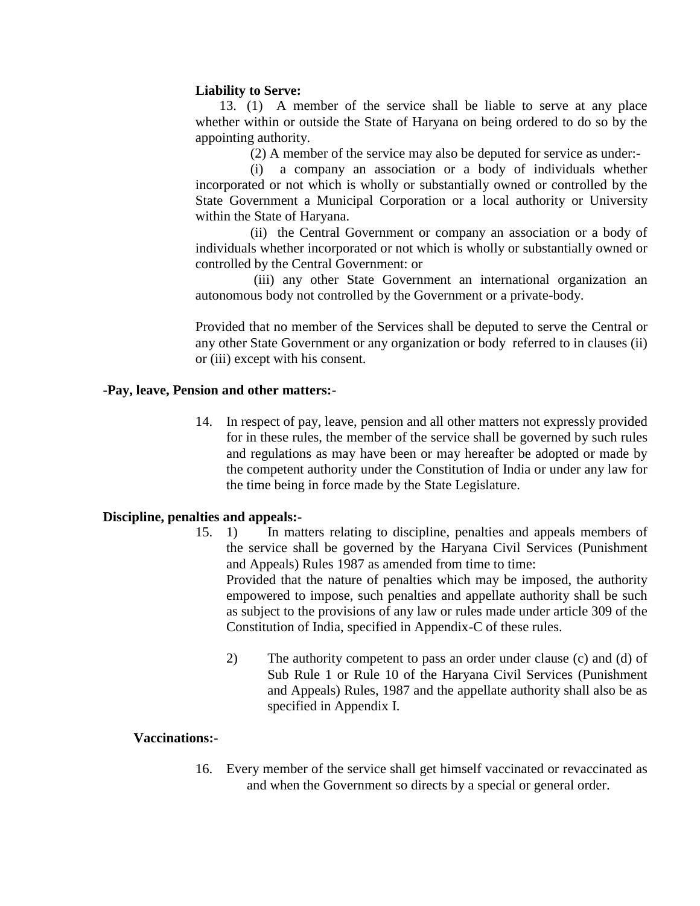**Liability to Serve:**

13. (1) A member of the service shall be liable to serve at any place whether within or outside the State of Haryana on being ordered to do so by the appointing authority.

(2) A member of the service may also be deputed for service as under:-

(i) a company an association or a body of individuals whether incorporated or not which is wholly or substantially owned or controlled by the State Government a Municipal Corporation or a local authority or University within the State of Haryana.

(ii) the Central Government or company an association or a body of individuals whether incorporated or not which is wholly or substantially owned or controlled by the Central Government: or

(iii) any other State Government an international organization an autonomous body not controlled by the Government or a private-body.

Provided that no member of the Services shall be deputed to serve the Central or any other State Government or any organization or body referred to in clauses (ii) or (iii) except with his consent.

**-Pay, leave, Pension and other matters:-**

14. In respect of pay, leave, pension and all other matters not expressly provided for in these rules, the member of the service shall be governed by such rules and regulations as may have been or may hereafter be adopted or made by the competent authority under the Constitution of India or under any law for the time being in force made by the State Legislature.

**Discipline, penalties and appeals:-**

15. 1) In matters relating to discipline, penalties and appeals members of the service shall be governed by the Haryana Civil Services (Punishment and Appeals) Rules 1987 as amended from time to time:
Provided that the nature of penalties which may be imposed, the authority empowered to impose, such penalties and appellate authority shall be such as subject to the provisions of any law or rules made under article 309 of the Constitution of India, specified in Appendix-C of these rules.

2) The authority competent to pass an order under clause (c) and (d) of Sub Rule 1 or Rule 10 of the Haryana Civil Services (Punishment and Appeals) Rules, 1987 and the appellate authority shall also be as specified in Appendix I.

**Vaccinations:-**

16. Every member of the service shall get himself vaccinated or revaccinated as and when the Government so directs by a special or general order.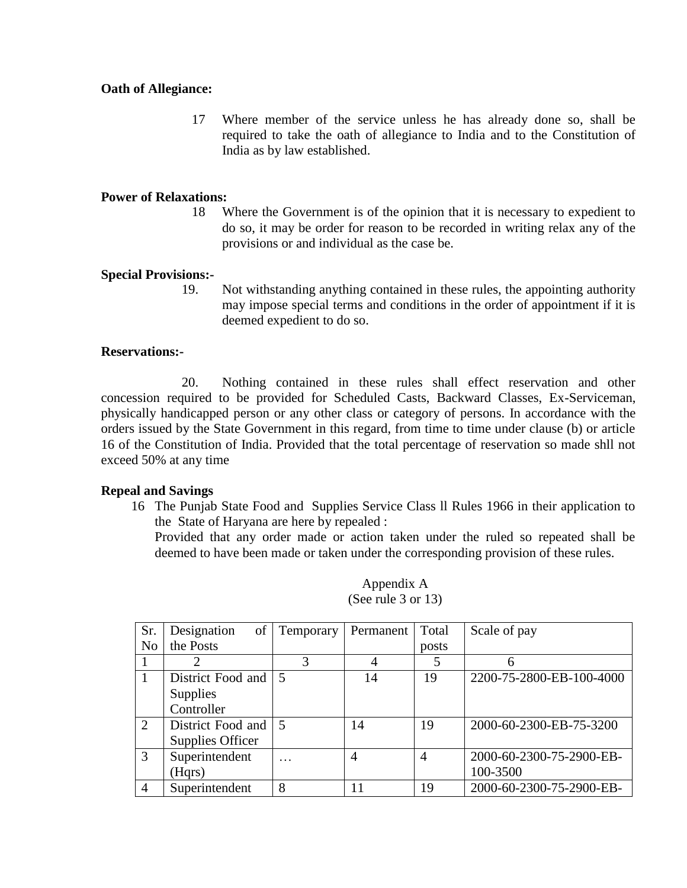**Oath of Allegiance:**

17 Where member of the service unless he has already done so, shall be required to take the oath of allegiance to India and to the Constitution of India as by law established.

**Power of Relaxations:**

18 Where the Government is of the opinion that it is necessary to expedient to do so, it may be order for reason to be recorded in writing relax any of the provisions or and individual as the case be.

**Special Provisions:-**

19. Not withstanding anything contained in these rules, the appointing authority may impose special terms and conditions in the order of appointment if it is deemed expedient to do so.

**Reservations:-**

20. Nothing contained in these rules shall effect reservation and other concession required to be provided for Scheduled Casts, Backward Classes, Ex-Serviceman, physically handicapped person or any other class or category of persons. In accordance with the orders issued by the State Government in this regard, from time to time under clause (b) or article 16 of the Constitution of India. Provided that the total percentage of reservation so made shll not exceed 50% at any time

**Repeal and Savings**

16 The Punjab State Food and Supplies Service Class ll Rules 1966 in their application to the State of Haryana are here by repealed :

Provided that any order made or action taken under the ruled so repeated shall be deemed to have been made or taken under the corresponding provision of these rules.

Appendix A
(See rule 3 or 13)

| Sr. No | Designation of the Posts | Temporary | Permanent | Total posts | Scale of pay |
|---|---|---|---|---|---|
| 1 | 2 | 3 | 4 | 5 | 6 |
| 1 | District Food and Supplies Controller | 5 | 14 | 19 | 2200-75-2800-EB-100-4000 |
| 2 | District Food and Supplies Officer | 5 | 14 | 19 | 2000-60-2300-EB-75-3200 |
| 3 | Superintendent (Hqrs) | … | 4 | 4 | 2000-60-2300-75-2900-EB-100-3500 |
| 4 | Superintendent | 8 | 11 | 19 | 2000-60-2300-75-2900-EB- |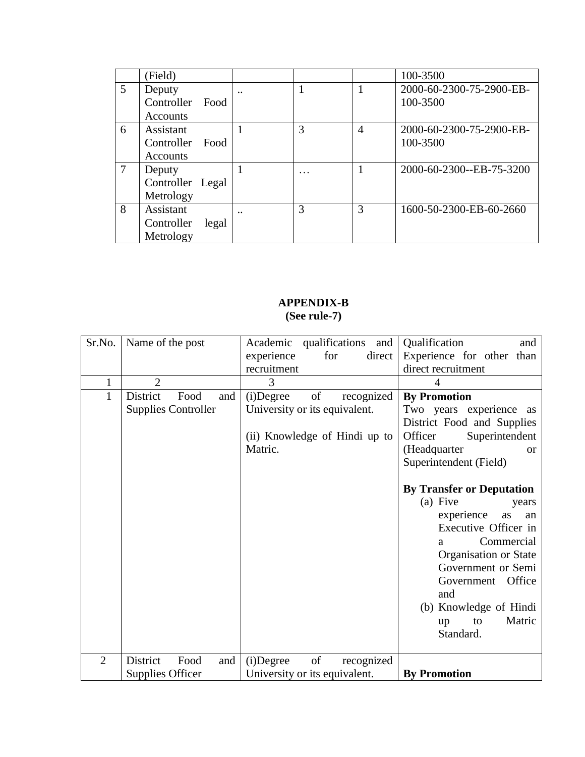| | | | | | |
|---|---|---|---|---|---|
| | (Field) | | | | 100-3500 |
| 5 | Deputy Controller Food Accounts | .. | 1 | 1 | 2000-60-2300-75-2900-EB-100-3500 |
| 6 | Assistant Controller Food Accounts | 1 | 3 | 4 | 2000-60-2300-75-2900-EB-100-3500 |
| 7 | Deputy Controller Legal Metrology | 1 | … | 1 | 2000-60-2300--EB-75-3200 |
| 8 | Assistant Controller legal Metrology | .. | 3 | 3 | 1600-50-2300-EB-60-2660 |

**APPENDIX-B**
**(See rule-7)**

| Sr.No. | Name of the post | Academic qualifications and experience for direct recruitment | Qualification and Experience for other than direct recruitment |
|---|---|---|---|
| 1 | 2 | 3 | 4 |
| 1 | District Food and Supplies Controller | (i)Degree of recognized University or its equivalent.<br><br>(ii) Knowledge of Hindi up to Matric. | **By Promotion**<br>Two years experience as District Food and Supplies Officer Superintendent (Headquarter or Superintendent (Field)<br><br>**By Transfer or Deputation**<br>(a) Five years experience as an Executive Officer in a Commercial Organisation or State Government or Semi Government Office and<br>(b) Knowledge of Hindi up to Matric Standard. |
| 2 | District Food and Supplies Officer | (i)Degree of recognized University or its equivalent. | **By Promotion** |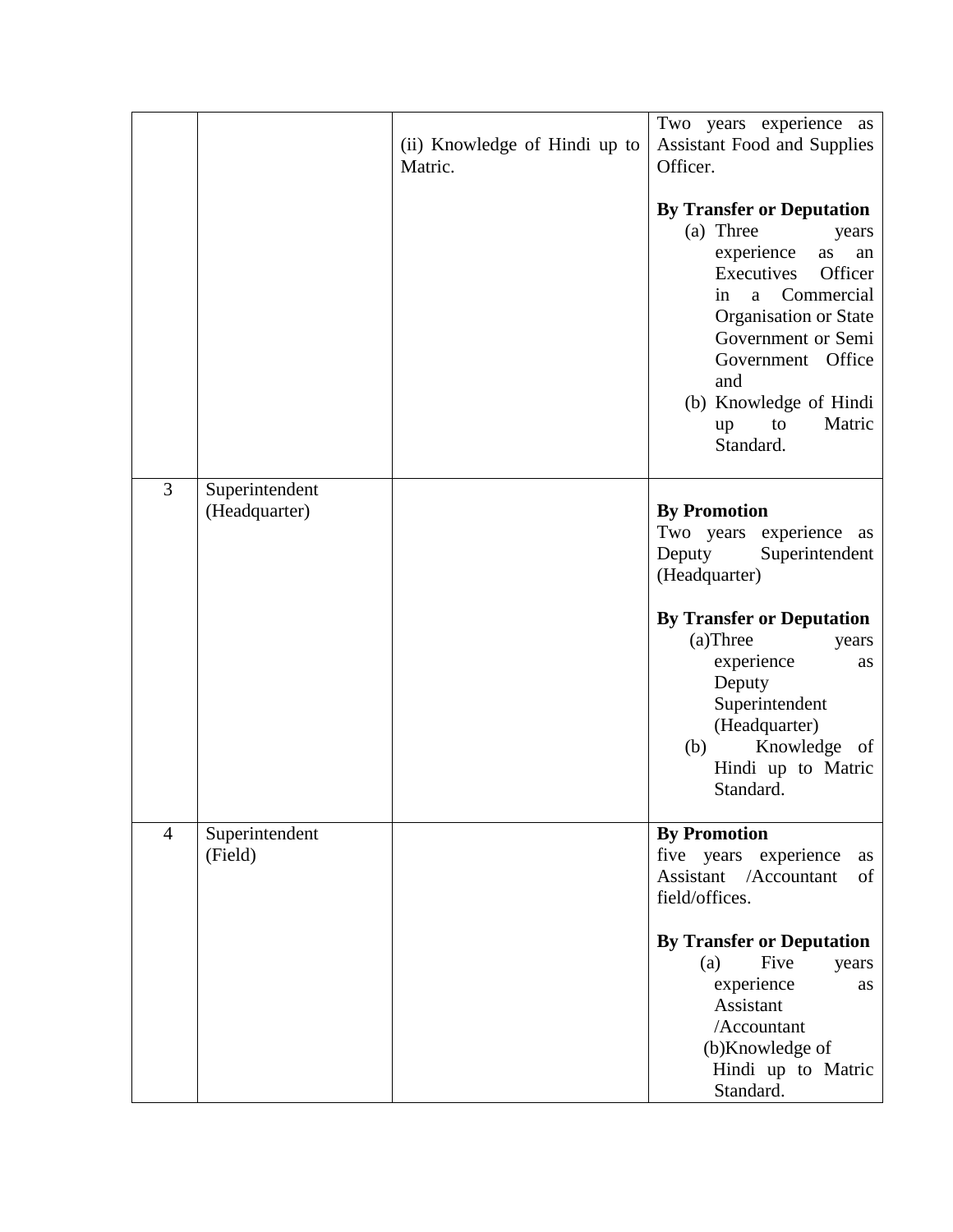| | | | |
|---|---|---|---|
| | | (ii) Knowledge of Hindi up to Matric. | Two years experience as Assistant Food and Supplies Officer.<br><br>**By Transfer or Deputation**<br>(a) Three years experience as an Executives Officer in a Commercial Organisation or State Government or Semi Government Office and<br>(b) Knowledge of Hindi up to Matric Standard. |
| 3 | Superintendent (Headquarter) | | **By Promotion**<br>Two years experience as Deputy Superintendent (Headquarter)<br><br>**By Transfer or Deputation**<br>(a)Three years experience as Deputy Superintendent (Headquarter)<br>(b) Knowledge of Hindi up to Matric Standard. |
| 4 | Superintendent (Field) | | **By Promotion**<br>five years experience as Assistant /Accountant of field/offices.<br><br>**By Transfer or Deputation**<br>(a) Five years experience as Assistant /Accountant<br>(b)Knowledge of Hindi up to Matric Standard. |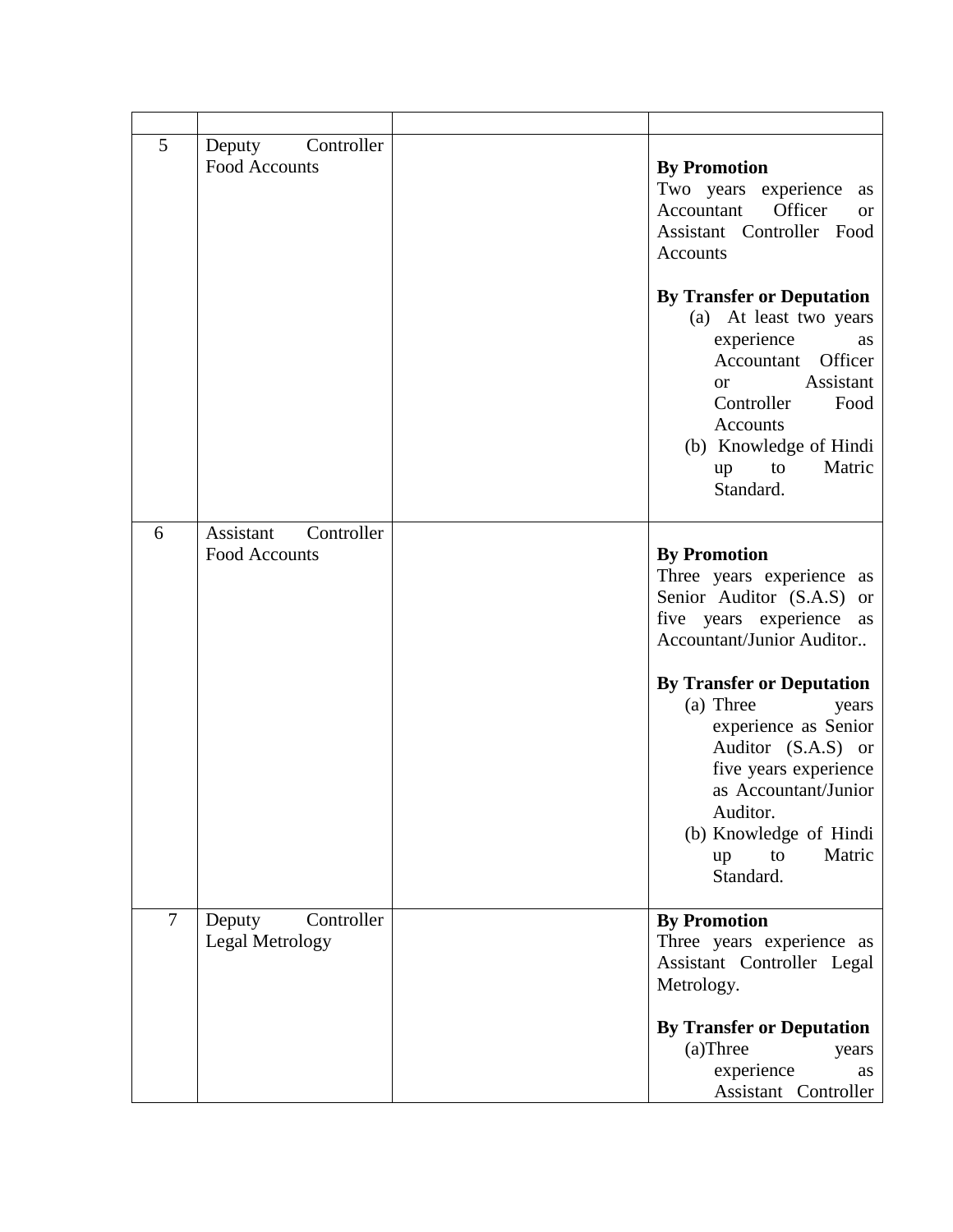| | | | |
|---|---|---|---|
| 5 | Deputy Controller Food Accounts | | **By Promotion**<br>Two years experience as Accountant Officer or Assistant Controller Food Accounts<br><br>**By Transfer or Deputation**<br>(a) At least two years experience as Accountant Officer or Assistant Controller Food Accounts<br>(b) Knowledge of Hindi up to Matric Standard. |
| 6 | Assistant Controller Food Accounts | | **By Promotion**<br>Three years experience as Senior Auditor (S.A.S) or five years experience as Accountant/Junior Auditor..<br><br>**By Transfer or Deputation**<br>(a) Three years experience as Senior Auditor (S.A.S) or five years experience as Accountant/Junior Auditor.<br>(b) Knowledge of Hindi up to Matric Standard. |
| 7 | Deputy Controller Legal Metrology | | **By Promotion**<br>Three years experience as Assistant Controller Legal Metrology.<br><br>**By Transfer or Deputation**<br>(a)Three years experience as Assistant Controller |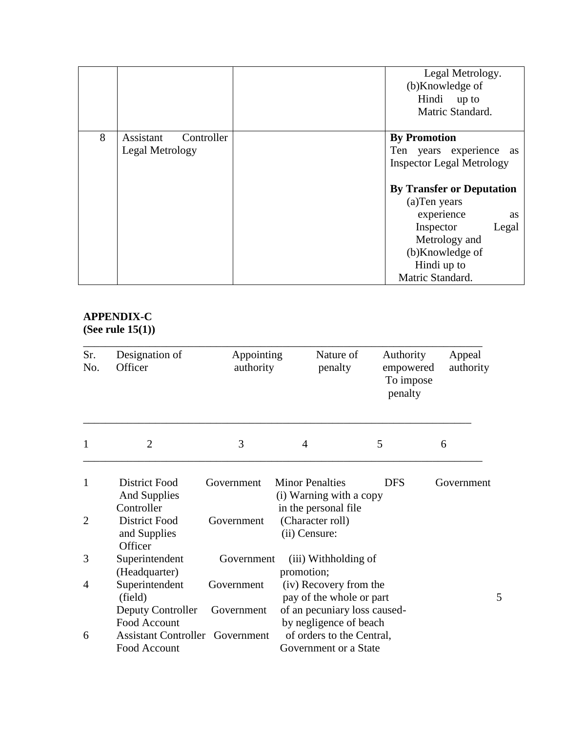|  |  |  | Legal Metrology.<br>(b)Knowledge of Hindi up to Matric Standard. |
|---|---|---|---|
| 8 | Assistant Controller Legal Metrology |  | **By Promotion**<br>Ten years experience as Inspector Legal Metrology<br><br>**By Transfer or Deputation**<br>(a)Ten years experience as Inspector Legal Metrology and<br>(b)Knowledge of Hindi up to Matric Standard. |

**APPENDIX-C**
**(See rule 15(1))**

| Sr. No. | Designation of Officer | Appointing authority | Nature of penalty | Authority empowered To impose penalty | Appeal authority |
|---|---|---|---|---|---|
| 1 | 2 | 3 | 4 | 5 | 6 |
| 1 | District Food And Supplies Controller | Government | Minor Penalties<br>(i) Warning with a copy in the personal file (Character roll) | DFS | Government |
| 2 | District Food and Supplies Officer | Government | (ii) Censure: |  |  |
| 3 | Superintendent (Headquarter) | Government | (iii) Withholding of promotion; |  |  |
| 4 | Superintendent (field) | Government | (iv) Recovery from the pay of the whole or part |  |  |
| 5 | Deputy Controller Food Account | Government | of an pecuniary loss caused-by negligence of beach |  |  |
| 6 | Assistant Controller Food Account | Government | of orders to the Central, Government or a State |  |  |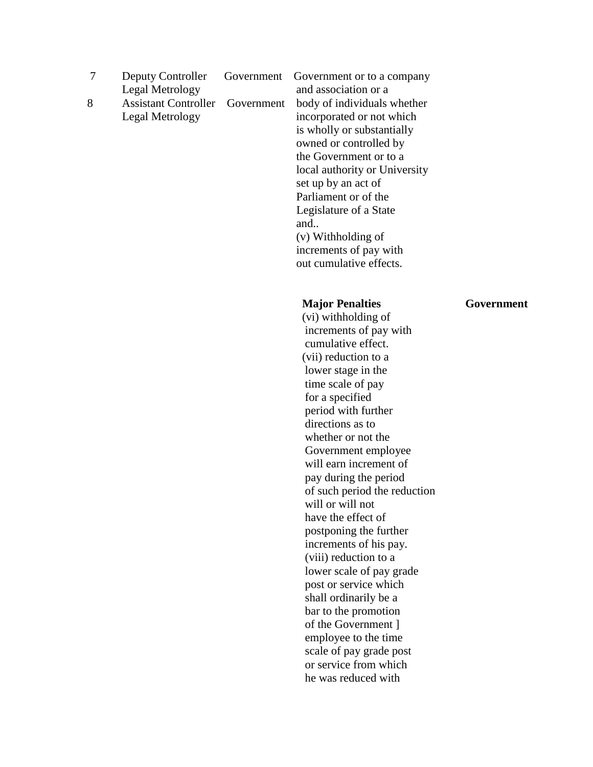| | | | | |
|---|---|---|---|---|
| 7 | Deputy Controller Legal Metrology | Government | Government or to a company and association or a body of individuals whether incorporated or not which is wholly or substantially owned or controlled by the Government or to a local authority or University set up by an act of Parliament or of the Legislature of a State and..<br>(v) Withholding of increments of pay with out cumulative effects. | |
| 8 | Assistant Controller Legal Metrology | Government | | |
| | | | **Major Penalties**<br>(vi) withholding of increments of pay with cumulative effect.<br>(vii) reduction to a lower stage in the time scale of pay for a specified period with further directions as to whether or not the Government employee will earn increment of pay during the period of such period the reduction will or will not have the effect of postponing the further increments of his pay.<br>(viii) reduction to a lower scale of pay grade post or service which shall ordinarily be a bar to the promotion of the Government ] employee to the time scale of pay grade post or service from which he was reduced with | **Government** |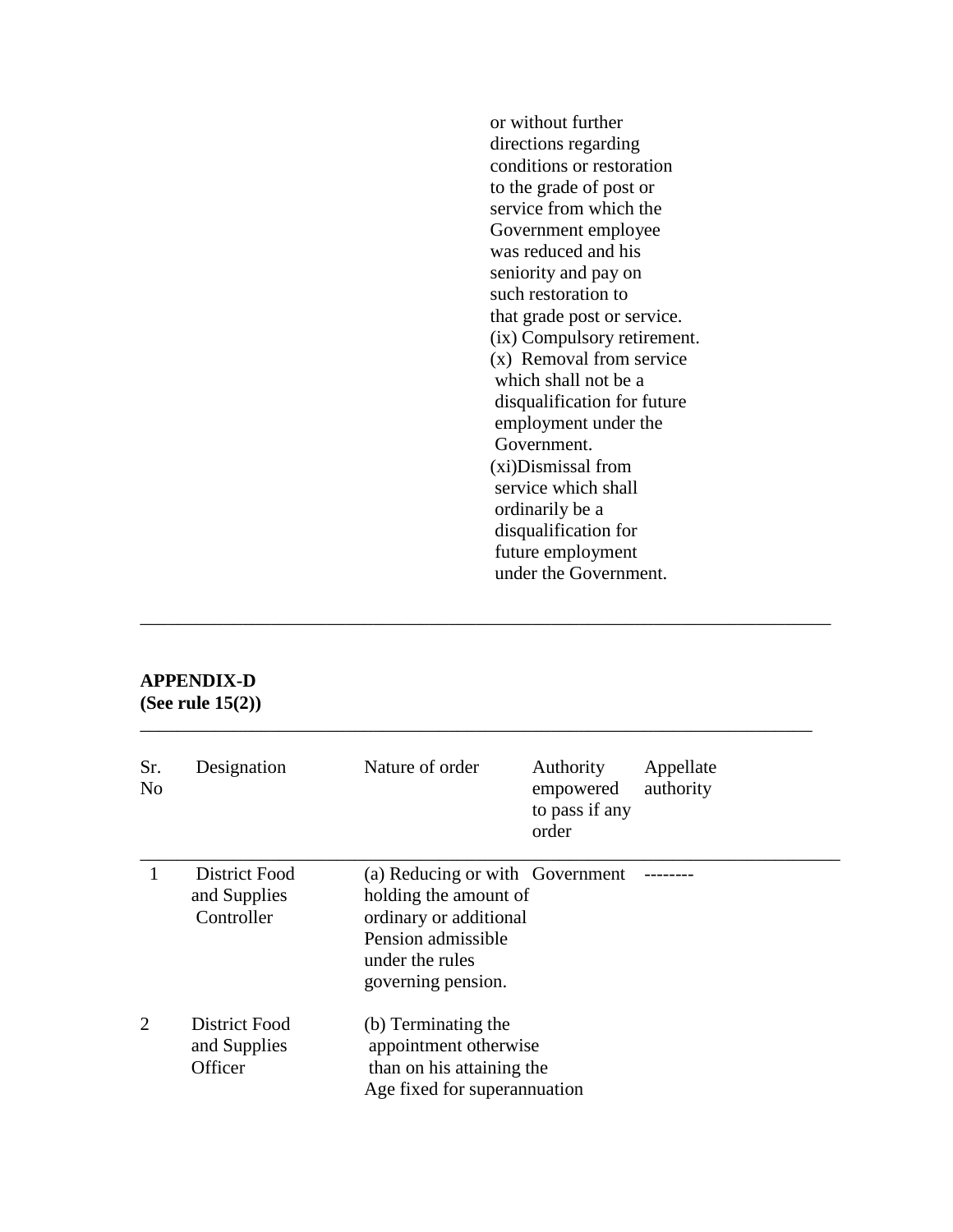or without further directions regarding conditions or restoration to the grade of post or service from which the Government employee was reduced and his seniority and pay on such restoration to that grade post or service.

(ix) Compulsory retirement.

(x) Removal from service which shall not be a disqualification for future employment under the Government.

(xi)Dismissal from service which shall ordinarily be a disqualification for future employment under the Government.

---

**APPENDIX-D**
**(See rule 15(2))**

| Sr. No | Designation | Nature of order | Authority empowered to pass if any order | Appellate authority |
|---|---|---|---|---|
| 1 | District Food and Supplies Controller | (a) Reducing or with holding the amount of ordinary or additional Pension admissible under the rules governing pension. | Government | -------- |
| 2 | District Food and Supplies Officer | (b) Terminating the appointment otherwise than on his attaining the Age fixed for superannuation | | |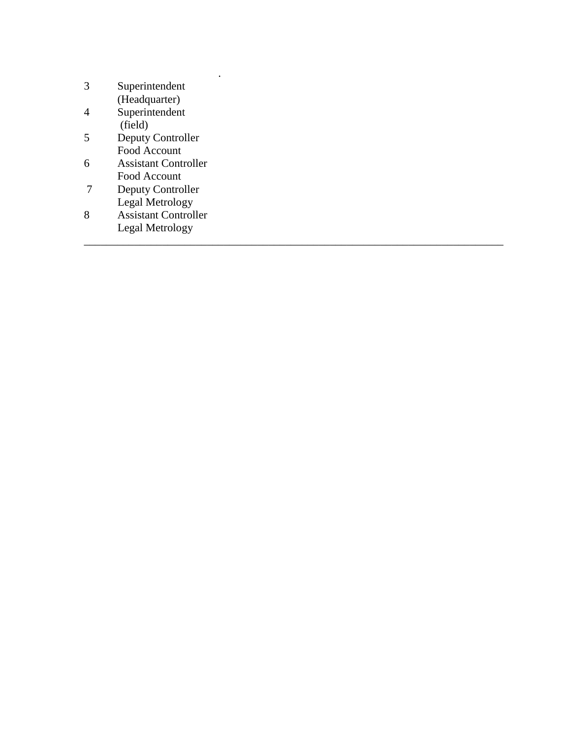.

| | |
|---|---|
| 3 | Superintendent (Headquarter) |
| 4 | Superintendent (field) |
| 5 | Deputy Controller Food Account |
| 6 | Assistant Controller Food Account |
| 7 | Deputy Controller Legal Metrology |
| 8 | Assistant Controller Legal Metrology |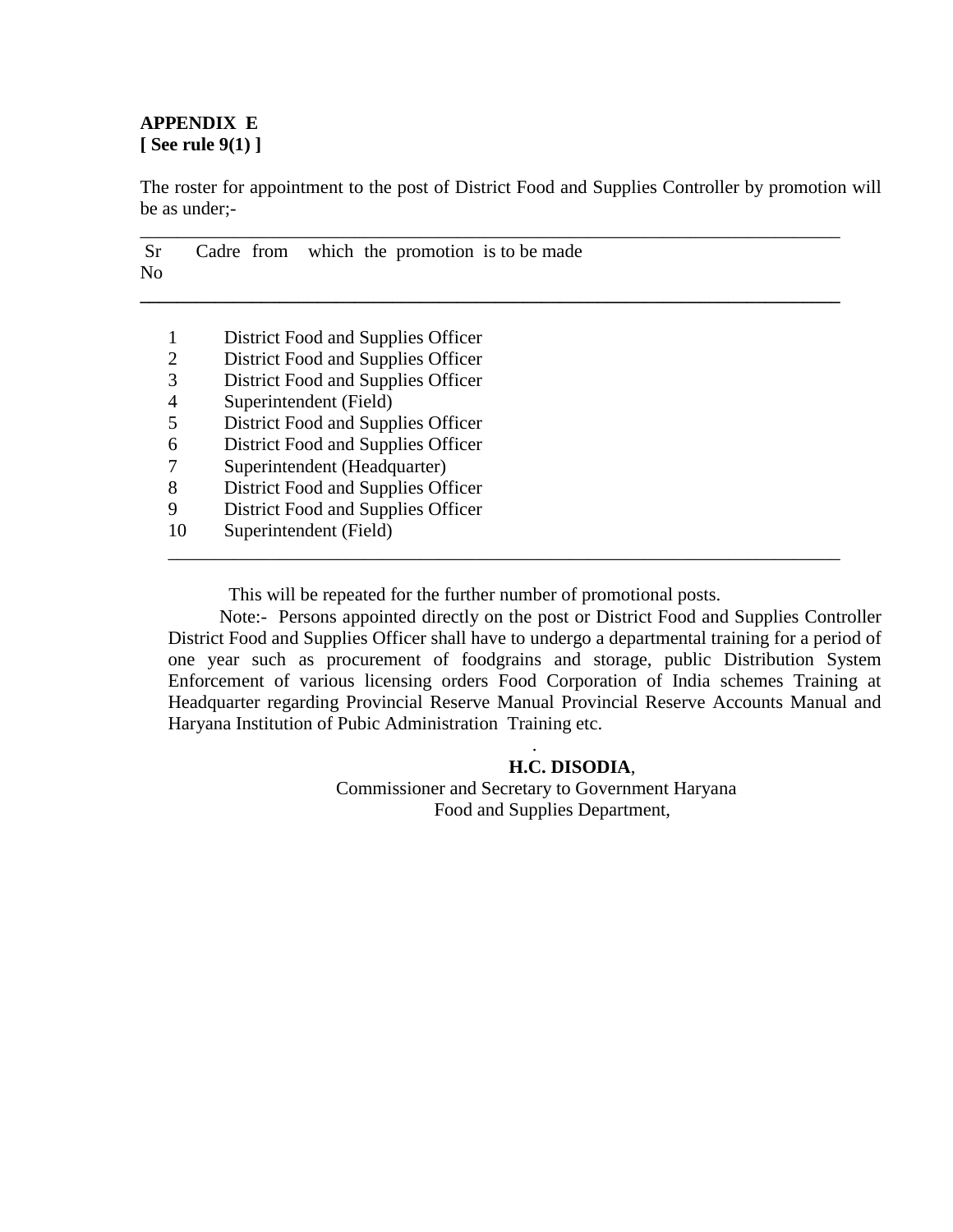**APPENDIX E**
**[ See rule 9(1) ]**

The roster for appointment to the post of District Food and Supplies Controller by promotion will be as under;-

| Sr No | Cadre from which the promotion is to be made |
|---|---|
| 1 | District Food and Supplies Officer |
| 2 | District Food and Supplies Officer |
| 3 | District Food and Supplies Officer |
| 4 | Superintendent (Field) |
| 5 | District Food and Supplies Officer |
| 6 | District Food and Supplies Officer |
| 7 | Superintendent (Headquarter) |
| 8 | District Food and Supplies Officer |
| 9 | District Food and Supplies Officer |
| 10 | Superintendent (Field) |

This will be repeated for the further number of promotional posts.

Note:- Persons appointed directly on the post or District Food and Supplies Controller District Food and Supplies Officer shall have to undergo a departmental training for a period of one year such as procurement of foodgrains and storage, public Distribution System Enforcement of various licensing orders Food Corporation of India schemes Training at Headquarter regarding Provincial Reserve Manual Provincial Reserve Accounts Manual and Haryana Institution of Pubic Administration Training etc.

**H.C. DISODIA**,
Commissioner and Secretary to Government Haryana
Food and Supplies Department,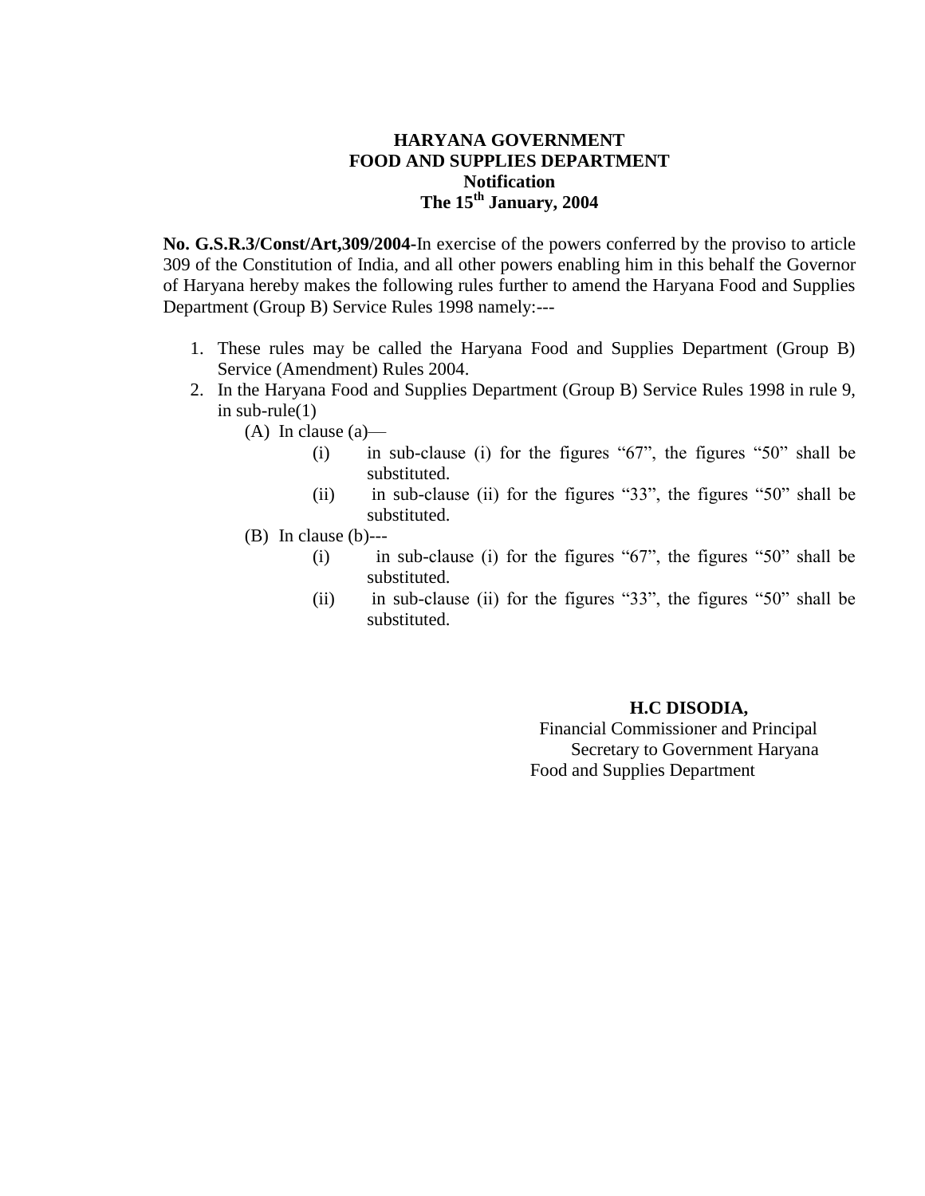**HARYANA GOVERNMENT**
**FOOD AND SUPPLIES DEPARTMENT**
**Notification**
**The 15th January, 2004**

**No. G.S.R.3/Const/Art,309/2004**-In exercise of the powers conferred by the proviso to article 309 of the Constitution of India, and all other powers enabling him in this behalf the Governor of Haryana hereby makes the following rules further to amend the Haryana Food and Supplies Department (Group B) Service Rules 1998 namely:---

1. These rules may be called the Haryana Food and Supplies Department (Group B) Service (Amendment) Rules 2004.
2. In the Haryana Food and Supplies Department (Group B) Service Rules 1998 in rule 9, in sub-rule(1)

   (A) In clause (a)—

   (i) in sub-clause (i) for the figures "67", the figures "50" shall be substituted.

   (ii) in sub-clause (ii) for the figures "33", the figures "50" shall be substituted.

   (B) In clause (b)---

   (i) in sub-clause (i) for the figures "67", the figures "50" shall be substituted.

   (ii) in sub-clause (ii) for the figures "33", the figures "50" shall be substituted.

**H.C DISODIA,**
Financial Commissioner and Principal
Secretary to Government Haryana
Food and Supplies Department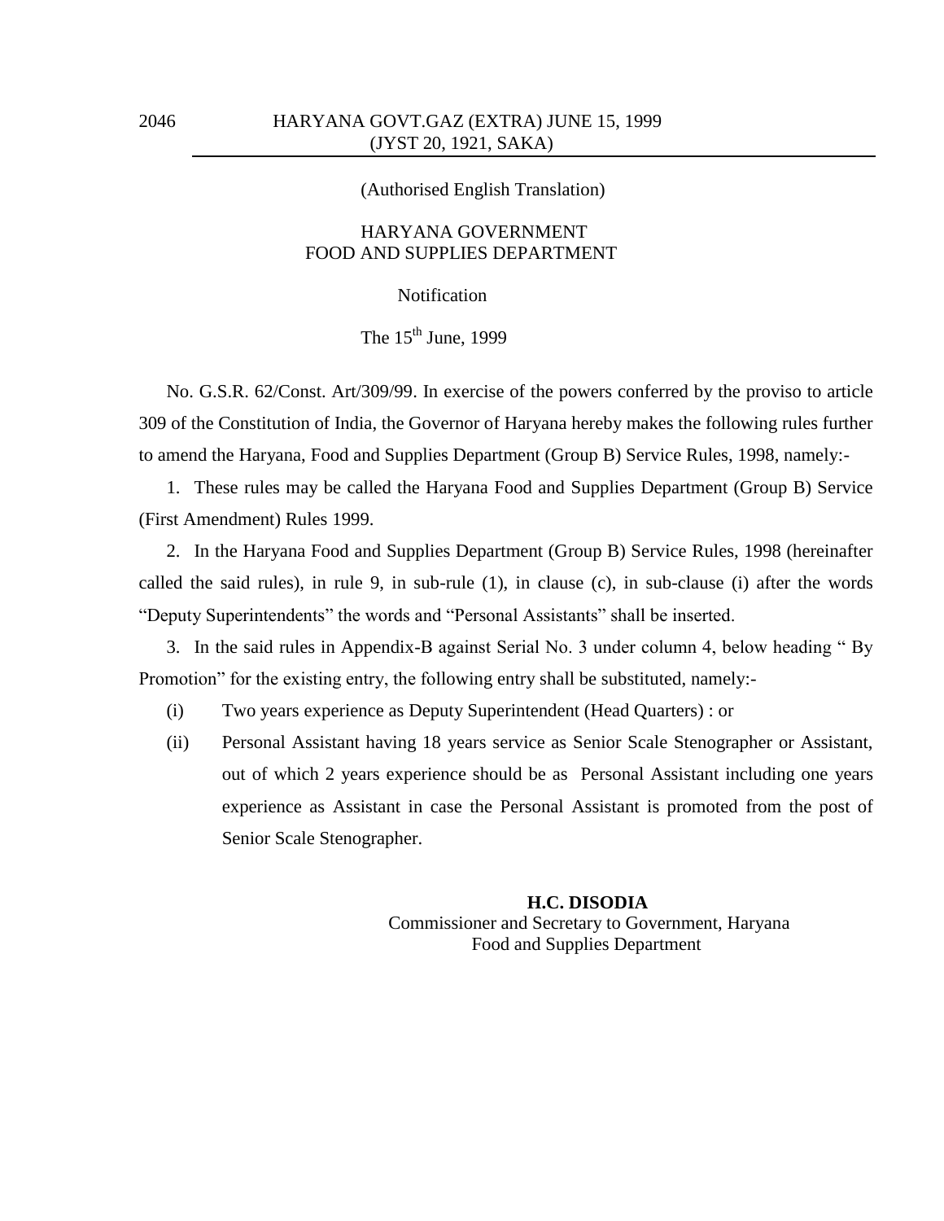(Authorised English Translation)

HARYANA GOVERNMENT
FOOD AND SUPPLIES DEPARTMENT

Notification

The 15th June, 1999

No. G.S.R. 62/Const. Art/309/99. In exercise of the powers conferred by the proviso to article 309 of the Constitution of India, the Governor of Haryana hereby makes the following rules further to amend the Haryana, Food and Supplies Department (Group B) Service Rules, 1998, namely:-

1. These rules may be called the Haryana Food and Supplies Department (Group B) Service (First Amendment) Rules 1999.

2. In the Haryana Food and Supplies Department (Group B) Service Rules, 1998 (hereinafter called the said rules), in rule 9, in sub-rule (1), in clause (c), in sub-clause (i) after the words "Deputy Superintendents" the words and "Personal Assistants" shall be inserted.

3. In the said rules in Appendix-B against Serial No. 3 under column 4, below heading " By Promotion" for the existing entry, the following entry shall be substituted, namely:-

(i) Two years experience as Deputy Superintendent (Head Quarters) : or

(ii) Personal Assistant having 18 years service as Senior Scale Stenographer or Assistant, out of which 2 years experience should be as Personal Assistant including one years experience as Assistant in case the Personal Assistant is promoted from the post of Senior Scale Stenographer.

**H.C. DISODIA**
Commissioner and Secretary to Government, Haryana
Food and Supplies Department